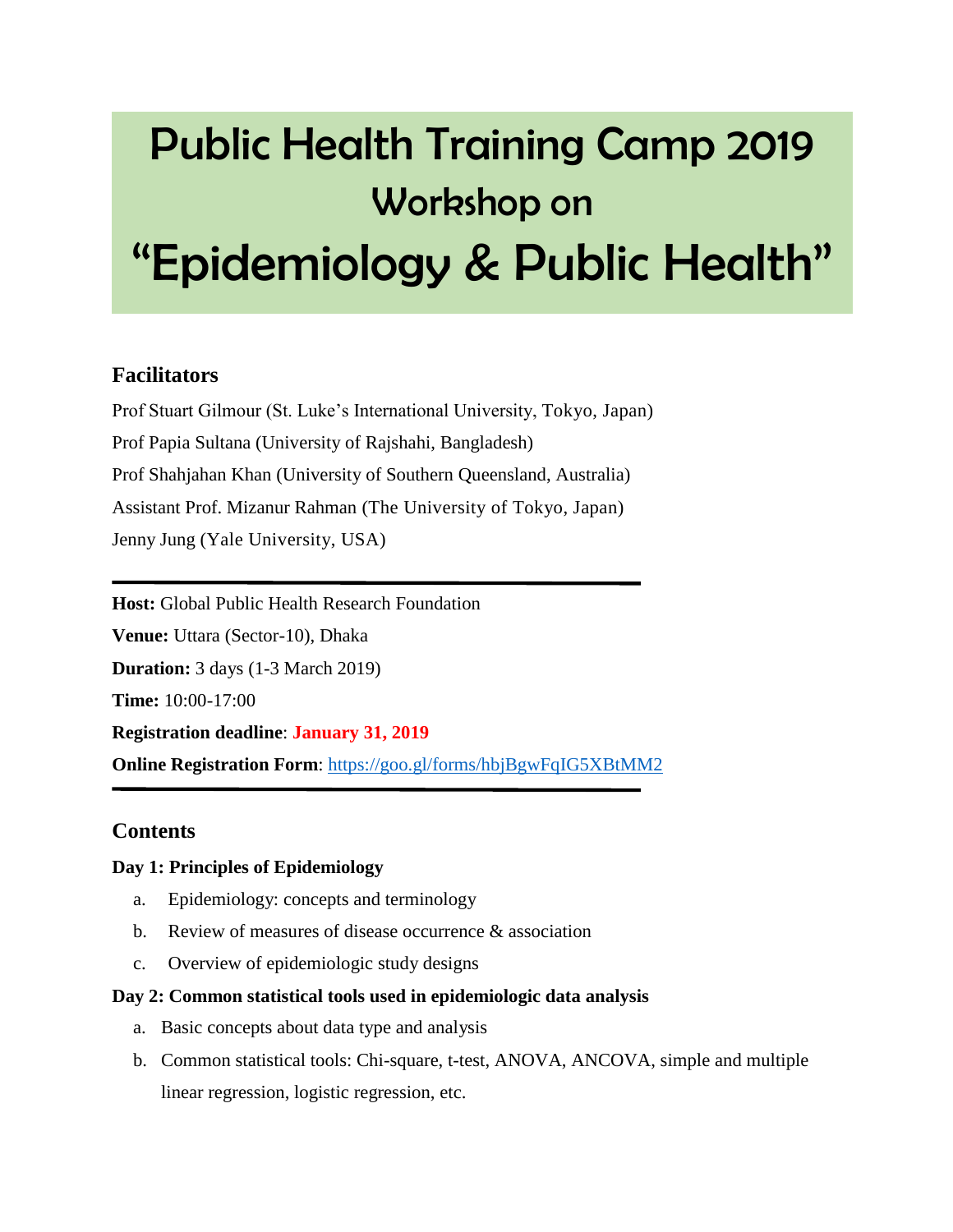# Public Health Training Camp 2019
## Workshop on
# "Epidemiology & Public Health"

### Facilitators

Prof Stuart Gilmour (St. Luke's International University, Tokyo, Japan)

Prof Papia Sultana (University of Rajshahi, Bangladesh)

Prof Shahjahan Khan (University of Southern Queensland, Australia)

Assistant Prof. Mizanur Rahman (The University of Tokyo, Japan)

Jenny Jung (Yale University, USA)

---

**Host:** Global Public Health Research Foundation

**Venue:** Uttara (Sector-10), Dhaka

**Duration:** 3 days (1-3 March 2019)

**Time:** 10:00-17:00

**Registration deadline**: **January 31, 2019**

**Online Registration Form**: [https://goo.gl/forms/hbjBgwFqIG5XBtMM2](https://goo.gl/forms/hbjBgwFqIG5XBtMM2)

---

### Contents

**Day 1: Principles of Epidemiology**

a. Epidemiology: concepts and terminology
b. Review of measures of disease occurrence & association
c. Overview of epidemiologic study designs

**Day 2: Common statistical tools used in epidemiologic data analysis**

a. Basic concepts about data type and analysis
b. Common statistical tools: Chi-square, t-test, ANOVA, ANCOVA, simple and multiple linear regression, logistic regression, etc.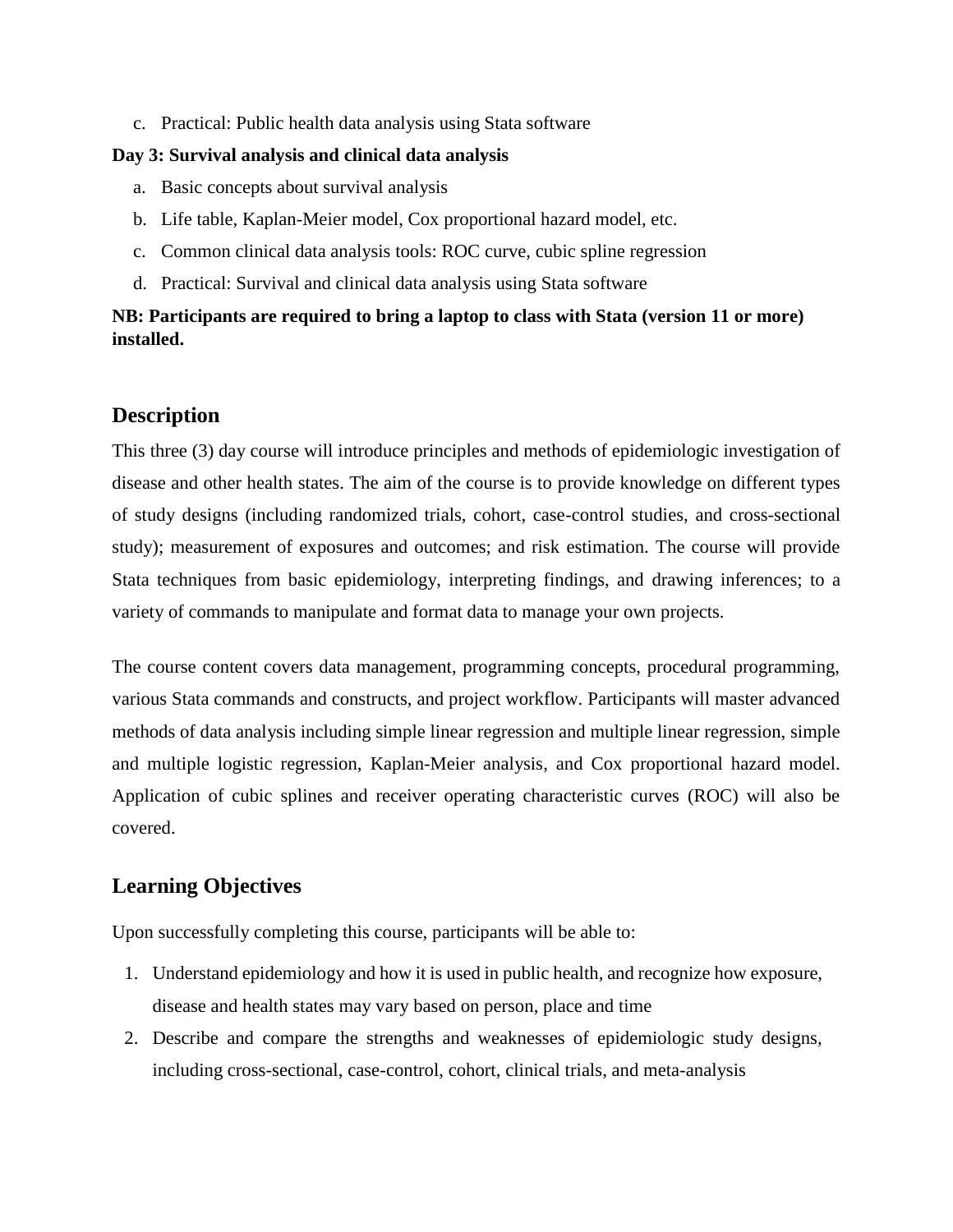c. Practical: Public health data analysis using Stata software

**Day 3: Survival analysis and clinical data analysis**

a. Basic concepts about survival analysis
b. Life table, Kaplan-Meier model, Cox proportional hazard model, etc.
c. Common clinical data analysis tools: ROC curve, cubic spline regression
d. Practical: Survival and clinical data analysis using Stata software

**NB: Participants are required to bring a laptop to class with Stata (version 11 or more) installed.**

## Description

This three (3) day course will introduce principles and methods of epidemiologic investigation of disease and other health states. The aim of the course is to provide knowledge on different types of study designs (including randomized trials, cohort, case-control studies, and cross-sectional study); measurement of exposures and outcomes; and risk estimation. The course will provide Stata techniques from basic epidemiology, interpreting findings, and drawing inferences; to a variety of commands to manipulate and format data to manage your own projects.

The course content covers data management, programming concepts, procedural programming, various Stata commands and constructs, and project workflow. Participants will master advanced methods of data analysis including simple linear regression and multiple linear regression, simple and multiple logistic regression, Kaplan-Meier analysis, and Cox proportional hazard model. Application of cubic splines and receiver operating characteristic curves (ROC) will also be covered.

## Learning Objectives

Upon successfully completing this course, participants will be able to:

1. Understand epidemiology and how it is used in public health, and recognize how exposure, disease and health states may vary based on person, place and time
2. Describe and compare the strengths and weaknesses of epidemiologic study designs, including cross-sectional, case-control, cohort, clinical trials, and meta-analysis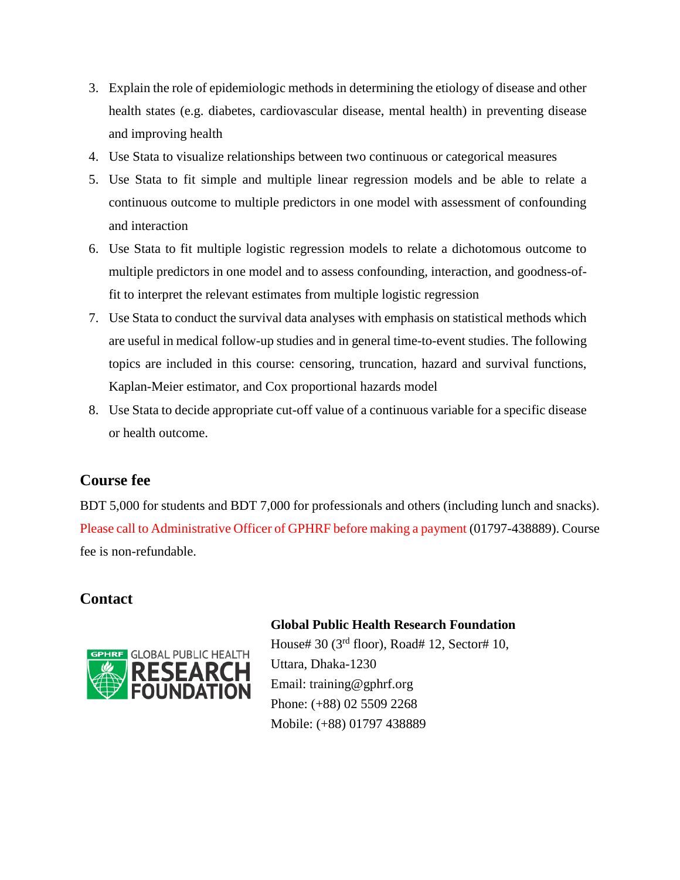3. Explain the role of epidemiologic methods in determining the etiology of disease and other health states (e.g. diabetes, cardiovascular disease, mental health) in preventing disease and improving health
4. Use Stata to visualize relationships between two continuous or categorical measures
5. Use Stata to fit simple and multiple linear regression models and be able to relate a continuous outcome to multiple predictors in one model with assessment of confounding and interaction
6. Use Stata to fit multiple logistic regression models to relate a dichotomous outcome to multiple predictors in one model and to assess confounding, interaction, and goodness-of-fit to interpret the relevant estimates from multiple logistic regression
7. Use Stata to conduct the survival data analyses with emphasis on statistical methods which are useful in medical follow-up studies and in general time-to-event studies. The following topics are included in this course: censoring, truncation, hazard and survival functions, Kaplan-Meier estimator, and Cox proportional hazards model
8. Use Stata to decide appropriate cut-off value of a continuous variable for a specific disease or health outcome.

## Course fee

BDT 5,000 for students and BDT 7,000 for professionals and others (including lunch and snacks). Please call to Administrative Officer of GPHRF before making a payment (01797-438889). Course fee is non-refundable.

## Contact

GPHRF GLOBAL PUBLIC HEALTH RESEARCH FOUNDATION

**Global Public Health Research Foundation**
House# 30 (3rd floor), Road# 12, Sector# 10,
Uttara, Dhaka-1230
Email: training@gphrf.org
Phone: (+88) 02 5509 2268
Mobile: (+88) 01797 438889